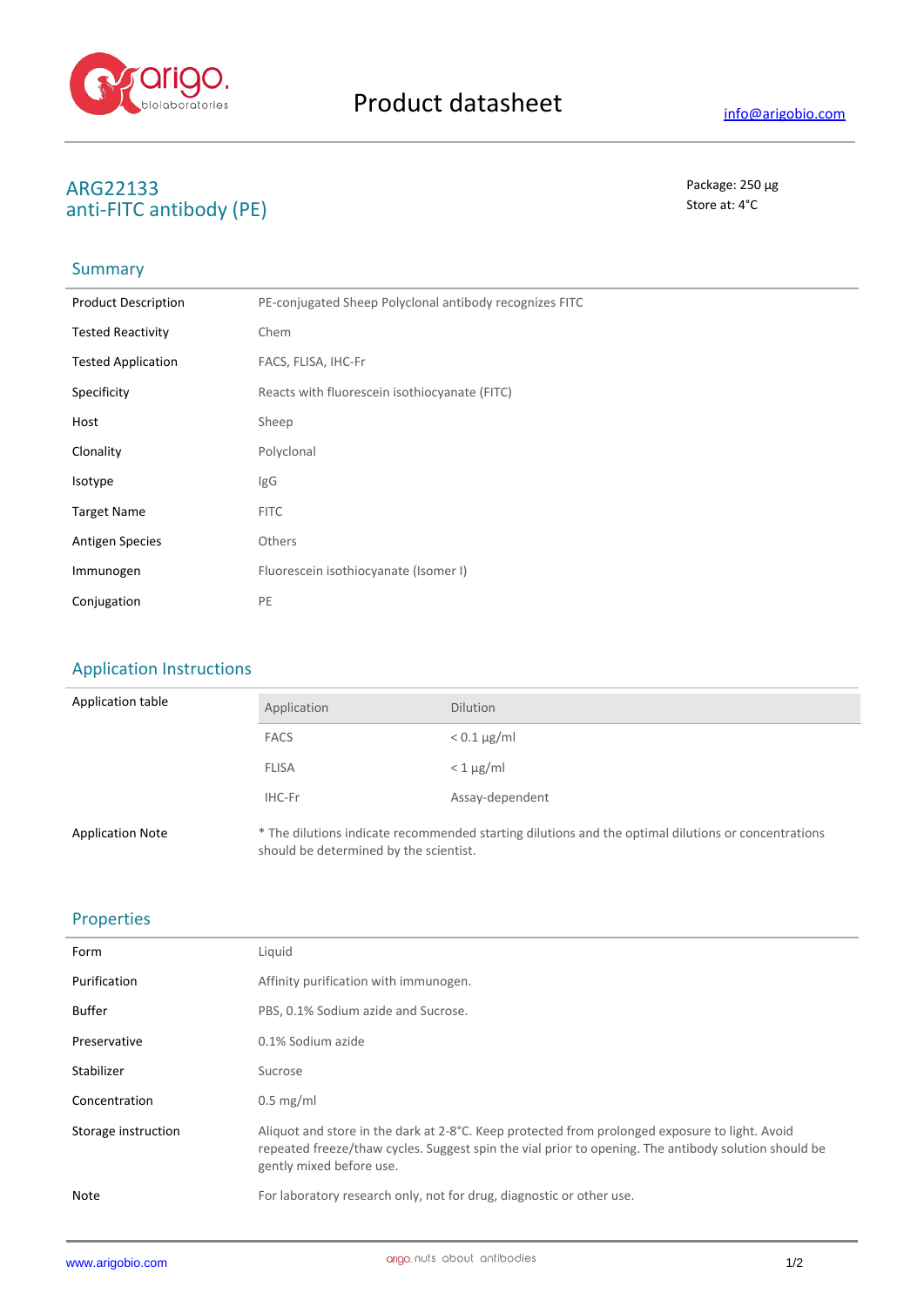# Product datasheet

info@arigobio.com

## ARG22133
## anti-FITC antibody (PE)

Package: 250 μg
Store at: 4°C

## Summary

| | |
|---|---|
| Product Description | PE-conjugated Sheep Polyclonal antibody recognizes FITC |
| Tested Reactivity | Chem |
| Tested Application | FACS, FLISA, IHC-Fr |
| Specificity | Reacts with fluorescein isothiocyanate (FITC) |
| Host | Sheep |
| Clonality | Polyclonal |
| Isotype | IgG |
| Target Name | FITC |
| Antigen Species | Others |
| Immunogen | Fluorescein isothiocyanate (Isomer I) |
| Conjugation | PE |

## Application Instructions

Application table

| Application | Dilution |
|---|---|
| FACS | < 0.1 μg/ml |
| FLISA | < 1 μg/ml |
| IHC-Fr | Assay-dependent |

Application Note: * The dilutions indicate recommended starting dilutions and the optimal dilutions or concentrations should be determined by the scientist.

## Properties

| | |
|---|---|
| Form | Liquid |
| Purification | Affinity purification with immunogen. |
| Buffer | PBS, 0.1% Sodium azide and Sucrose. |
| Preservative | 0.1% Sodium azide |
| Stabilizer | Sucrose |
| Concentration | 0.5 mg/ml |
| Storage instruction | Aliquot and store in the dark at 2-8°C. Keep protected from prolonged exposure to light. Avoid repeated freeze/thaw cycles. Suggest spin the vial prior to opening. The antibody solution should be gently mixed before use. |
| Note | For laboratory research only, not for drug, diagnostic or other use. |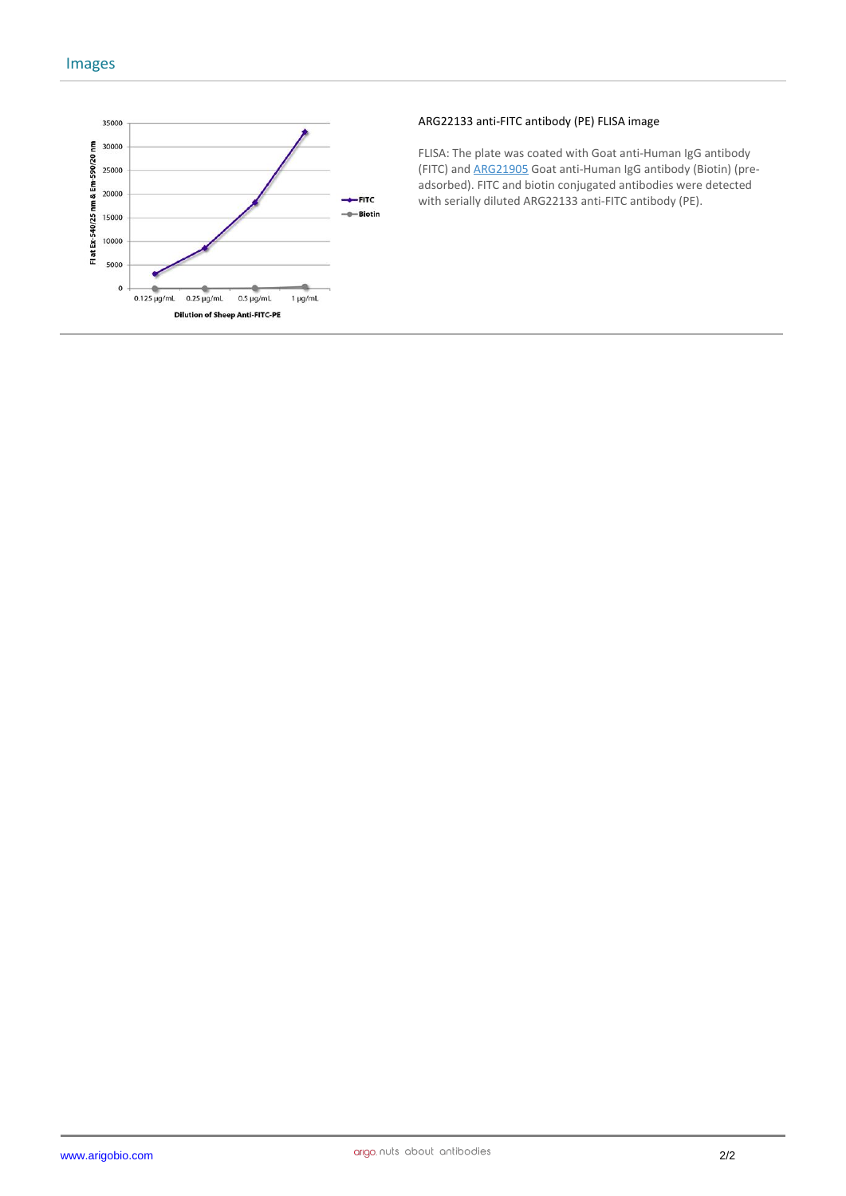## Images

35000
30000
25000
20000
15000
10000
5000
0

FI at Ex-540/25 nm & Em-590/20 nm

0.125 µg/mL
0.25 µg/mL
0.5 µg/mL
1 µg/mL

Dilution of Sheep Anti-FITC-PE

FITC
Biotin

ARG22133 anti-FITC antibody (PE) FLISA image

FLISA: The plate was coated with Goat anti-Human IgG antibody (FITC) and ARG21905 Goat anti-Human IgG antibody (Biotin) (pre-adsorbed). FITC and biotin conjugated antibodies were detected with serially diluted ARG22133 anti-FITC antibody (PE).